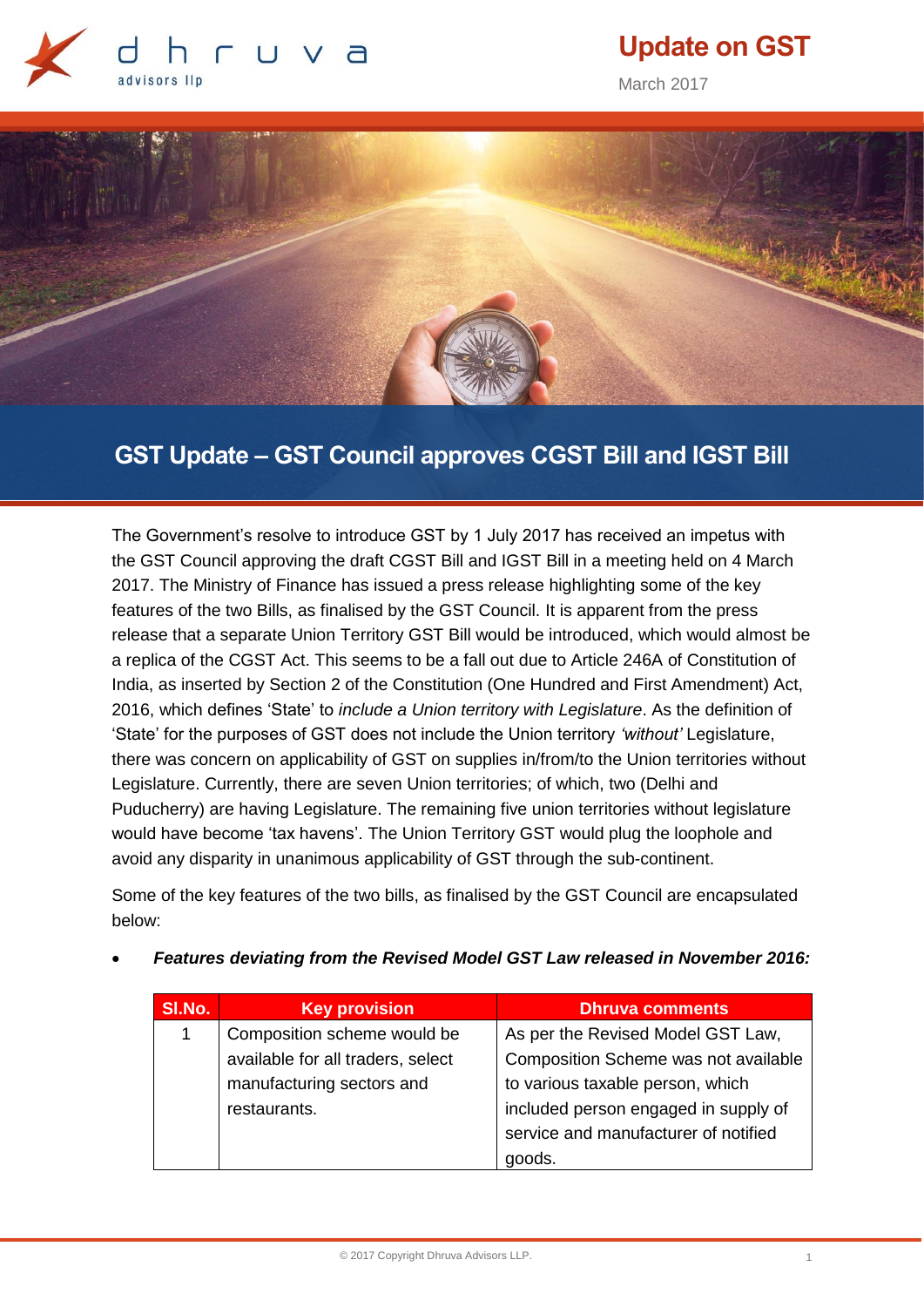# Update on GST

March 2017

## GST Update – GST Council approves CGST Bill and IGST Bill

The Government's resolve to introduce GST by 1 July 2017 has received an impetus with the GST Council approving the draft CGST Bill and IGST Bill in a meeting held on 4 March 2017. The Ministry of Finance has issued a press release highlighting some of the key features of the two Bills, as finalised by the GST Council. It is apparent from the press release that a separate Union Territory GST Bill would be introduced, which would almost be a replica of the CGST Act. This seems to be a fall out due to Article 246A of Constitution of India, as inserted by Section 2 of the Constitution (One Hundred and First Amendment) Act, 2016, which defines 'State' to *include a Union territory with Legislature*. As the definition of 'State' for the purposes of GST does not include the Union territory *'without'* Legislature, there was concern on applicability of GST on supplies in/from/to the Union territories without Legislature. Currently, there are seven Union territories; of which, two (Delhi and Puducherry) are having Legislature. The remaining five union territories without legislature would have become 'tax havens'. The Union Territory GST would plug the loophole and avoid any disparity in unanimous applicability of GST through the sub-continent.

Some of the key features of the two bills, as finalised by the GST Council are encapsulated below:

- ***Features deviating from the Revised Model GST Law released in November 2016:***

| Sl.No. | Key provision | Dhruva comments |
|---|---|---|
| 1 | Composition scheme would be available for all traders, select manufacturing sectors and restaurants. | As per the Revised Model GST Law, Composition Scheme was not available to various taxable person, which included person engaged in supply of service and manufacturer of notified goods. |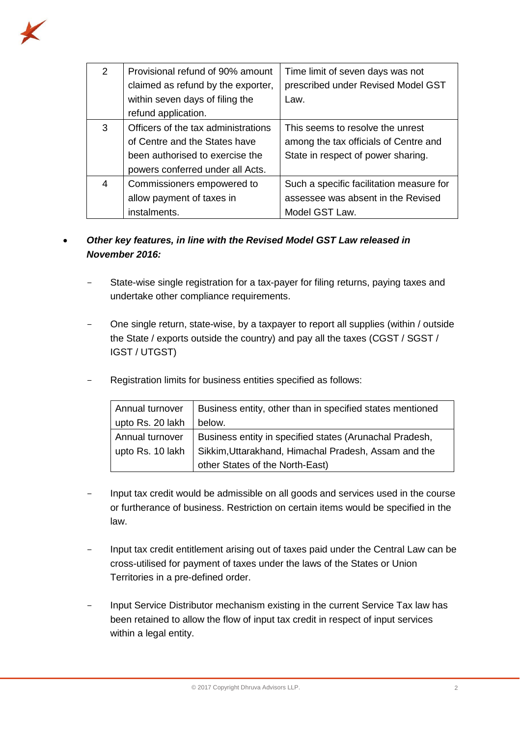| 2 | Provisional refund of 90% amount claimed as refund by the exporter, within seven days of filing the refund application. | Time limit of seven days was not prescribed under Revised Model GST Law. |
|---|---|---|
| 3 | Officers of the tax administrations of Centre and the States have been authorised to exercise the powers conferred under all Acts. | This seems to resolve the unrest among the tax officials of Centre and State in respect of power sharing. |
| 4 | Commissioners empowered to allow payment of taxes in instalments. | Such a specific facilitation measure for assessee was absent in the Revised Model GST Law. |

- ***Other key features, in line with the Revised Model GST Law released in November 2016:***

  - State-wise single registration for a tax-payer for filing returns, paying taxes and undertake other compliance requirements.

  - One single return, state-wise, by a taxpayer to report all supplies (within / outside the State / exports outside the country) and pay all the taxes (CGST / SGST / IGST / UTGST)

  - Registration limits for business entities specified as follows:

| Annual turnover upto Rs. 20 lakh | Business entity, other than in specified states mentioned below. |
|---|---|
| Annual turnover upto Rs. 10 lakh | Business entity in specified states (Arunachal Pradesh, Sikkim,Uttarakhand, Himachal Pradesh, Assam and the other States of the North-East) |

  - Input tax credit would be admissible on all goods and services used in the course or furtherance of business. Restriction on certain items would be specified in the law.

  - Input tax credit entitlement arising out of taxes paid under the Central Law can be cross-utilised for payment of taxes under the laws of the States or Union Territories in a pre-defined order.

  - Input Service Distributor mechanism existing in the current Service Tax law has been retained to allow the flow of input tax credit in respect of input services within a legal entity.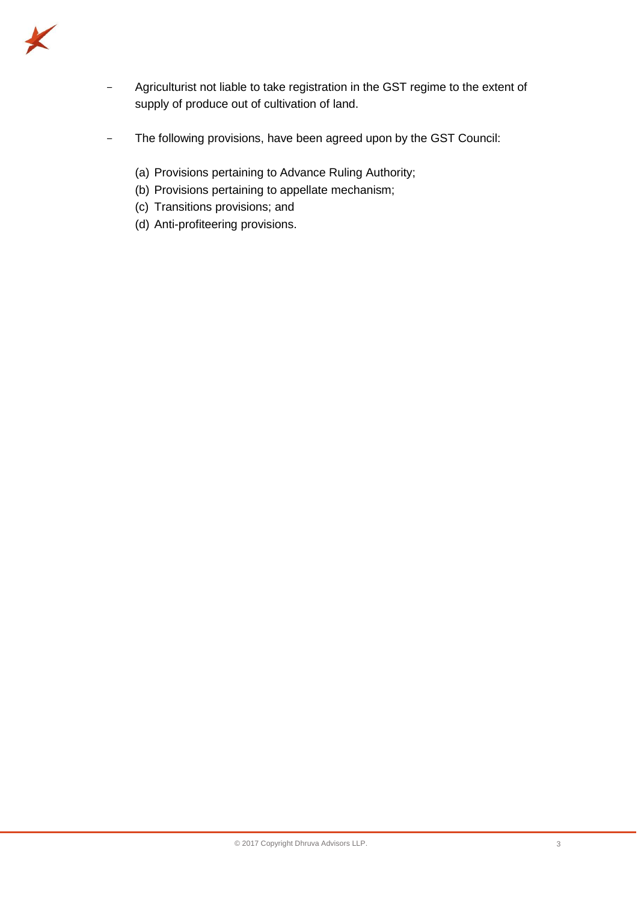- Agriculturist not liable to take registration in the GST regime to the extent of supply of produce out of cultivation of land.

- The following provisions, have been agreed upon by the GST Council:

  (a) Provisions pertaining to Advance Ruling Authority;
  (b) Provisions pertaining to appellate mechanism;
  (c) Transitions provisions; and
  (d) Anti-profiteering provisions.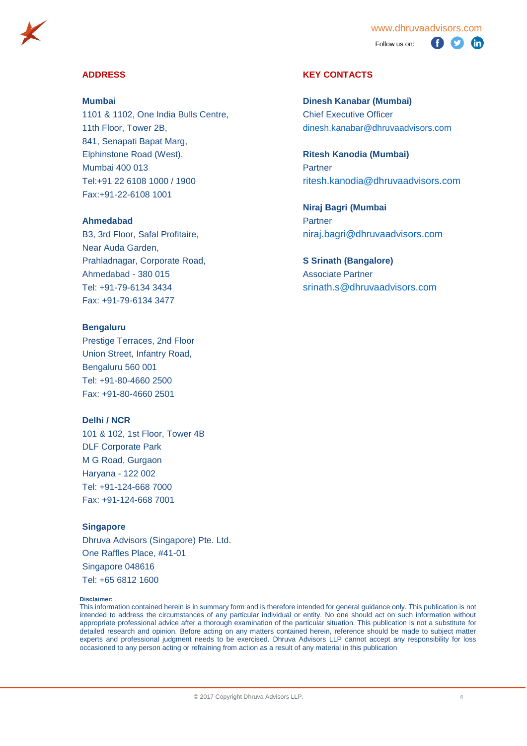www.dhruvaadvisors.com

Follow us on:

## ADDRESS

**Mumbai**
1101 & 1102, One India Bulls Centre,
11th Floor, Tower 2B,
841, Senapati Bapat Marg,
Elphinstone Road (West),
Mumbai 400 013
Tel:+91 22 6108 1000 / 1900
Fax:+91-22-6108 1001

**Ahmedabad**
B3, 3rd Floor, Safal Profitaire,
Near Auda Garden,
Prahladnagar, Corporate Road,
Ahmedabad - 380 015
Tel: +91-79-6134 3434
Fax: +91-79-6134 3477

**Bengaluru**
Prestige Terraces, 2nd Floor
Union Street, Infantry Road,
Bengaluru 560 001
Tel: +91-80-4660 2500
Fax: +91-80-4660 2501

**Delhi / NCR**
101 & 102, 1st Floor, Tower 4B
DLF Corporate Park
M G Road, Gurgaon
Haryana - 122 002
Tel: +91-124-668 7000
Fax: +91-124-668 7001

**Singapore**
Dhruva Advisors (Singapore) Pte. Ltd.
One Raffles Place, #41-01
Singapore 048616
Tel: +65 6812 1600

## KEY CONTACTS

**Dinesh Kanabar (Mumbai)**
Chief Executive Officer
dinesh.kanabar@dhruvaadvisors.com

**Ritesh Kanodia (Mumbai)**
Partner
ritesh.kanodia@dhruvaadvisors.com

**Niraj Bagri (Mumbai**
Partner
niraj.bagri@dhruvaadvisors.com

**S Srinath (Bangalore)**
Associate Partner
srinath.s@dhruvaadvisors.com

**Disclaimer:**
This information contained herein is in summary form and is therefore intended for general guidance only. This publication is not intended to address the circumstances of any particular individual or entity. No one should act on such information without appropriate professional advice after a thorough examination of the particular situation. This publication is not a substitute for detailed research and opinion. Before acting on any matters contained herein, reference should be made to subject matter experts and professional judgment needs to be exercised. Dhruva Advisors LLP cannot accept any responsibility for loss occasioned to any person acting or refraining from action as a result of any material in this publication

© 2017 Copyright Dhruva Advisors LLP.